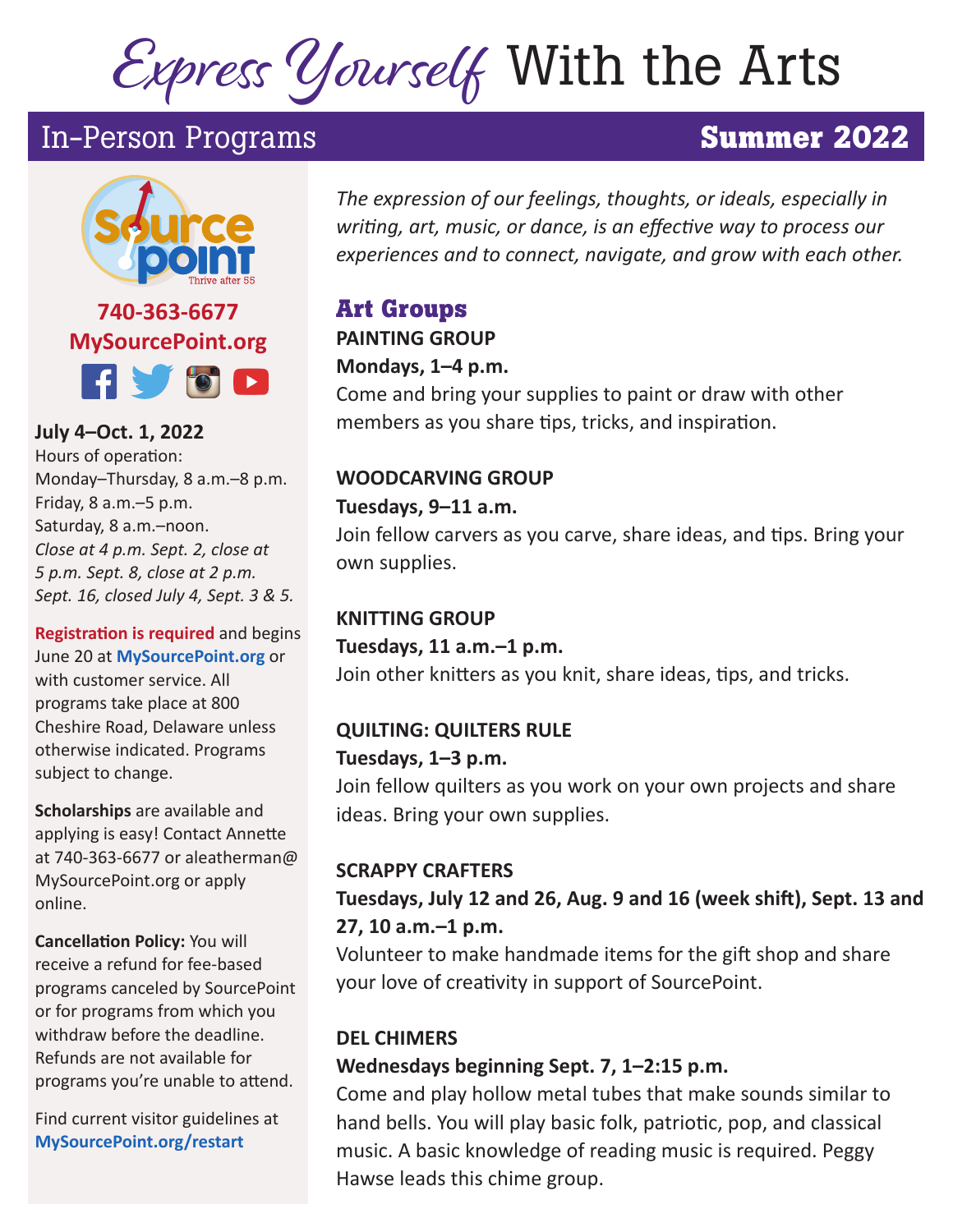# *Express Yourself* With the Arts

## In-Person Programs — Summer 2022

SourcePoint — Thrive after 55

**740-363-6677**
**MySourcePoint.org**

**July 4–Oct. 1, 2022**
Hours of operation:
Monday–Thursday, 8 a.m.–8 p.m.
Friday, 8 a.m.–5 p.m.
Saturday, 8 a.m.–noon.
*Close at 4 p.m. Sept. 2, close at 5 p.m. Sept. 8, close at 2 p.m. Sept. 16, closed July 4, Sept. 3 & 5.*

**Registration is required** and begins June 20 at **MySourcePoint.org** or with customer service. All programs take place at 800 Cheshire Road, Delaware unless otherwise indicated. Programs subject to change.

**Scholarships** are available and applying is easy! Contact Annette at 740-363-6677 or aleatherman@MySourcePoint.org or apply online.

**Cancellation Policy:** You will receive a refund for fee-based programs canceled by SourcePoint or for programs from which you withdraw before the deadline. Refunds are not available for programs you're unable to attend.

Find current visitor guidelines at **MySourcePoint.org/restart**

*The expression of our feelings, thoughts, or ideals, especially in writing, art, music, or dance, is an effective way to process our experiences and to connect, navigate, and grow with each other.*

### Art Groups

**PAINTING GROUP**
**Mondays, 1–4 p.m.**
Come and bring your supplies to paint or draw with other members as you share tips, tricks, and inspiration.

**WOODCARVING GROUP**
**Tuesdays, 9–11 a.m.**
Join fellow carvers as you carve, share ideas, and tips. Bring your own supplies.

**KNITTING GROUP**
**Tuesdays, 11 a.m.–1 p.m.**
Join other knitters as you knit, share ideas, tips, and tricks.

**QUILTING: QUILTERS RULE**
**Tuesdays, 1–3 p.m.**
Join fellow quilters as you work on your own projects and share ideas. Bring your own supplies.

**SCRAPPY CRAFTERS**
**Tuesdays, July 12 and 26, Aug. 9 and 16 (week shift), Sept. 13 and 27, 10 a.m.–1 p.m.**
Volunteer to make handmade items for the gift shop and share your love of creativity in support of SourcePoint.

**DEL CHIMERS**
**Wednesdays beginning Sept. 7, 1–2:15 p.m.**
Come and play hollow metal tubes that make sounds similar to hand bells. You will play basic folk, patriotic, pop, and classical music. A basic knowledge of reading music is required. Peggy Hawse leads this chime group.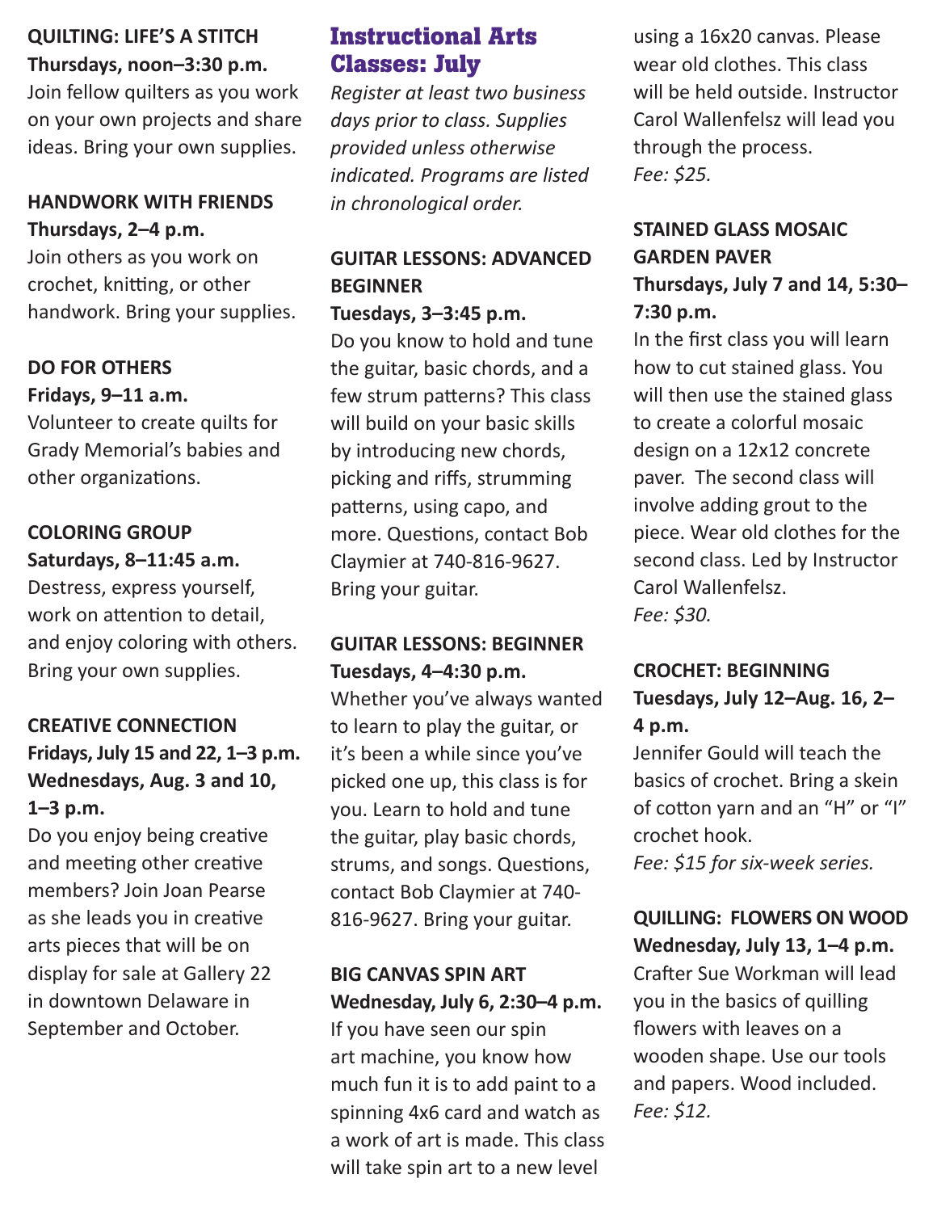**QUILTING: LIFE'S A STITCH**
**Thursdays, noon–3:30 p.m.**
Join fellow quilters as you work on your own projects and share ideas. Bring your own supplies.

**HANDWORK WITH FRIENDS**
**Thursdays, 2–4 p.m.**
Join others as you work on crochet, knitting, or other handwork. Bring your supplies.

**DO FOR OTHERS**
**Fridays, 9–11 a.m.**
Volunteer to create quilts for Grady Memorial's babies and other organizations.

**COLORING GROUP**
**Saturdays, 8–11:45 a.m.**
Destress, express yourself, work on attention to detail, and enjoy coloring with others. Bring your own supplies.

**CREATIVE CONNECTION**
**Fridays, July 15 and 22, 1–3 p.m.**
**Wednesdays, Aug. 3 and 10, 1–3 p.m.**
Do you enjoy being creative and meeting other creative members? Join Joan Pearse as she leads you in creative arts pieces that will be on display for sale at Gallery 22 in downtown Delaware in September and October.

## Instructional Arts Classes: July

*Register at least two business days prior to class. Supplies provided unless otherwise indicated. Programs are listed in chronological order.*

**GUITAR LESSONS: ADVANCED BEGINNER**
**Tuesdays, 3–3:45 p.m.**
Do you know to hold and tune the guitar, basic chords, and a few strum patterns? This class will build on your basic skills by introducing new chords, picking and riffs, strumming patterns, using capo, and more. Questions, contact Bob Claymier at 740-816-9627. Bring your guitar.

**GUITAR LESSONS: BEGINNER**
**Tuesdays, 4–4:30 p.m.**
Whether you've always wanted to learn to play the guitar, or it's been a while since you've picked one up, this class is for you. Learn to hold and tune the guitar, play basic chords, strums, and songs. Questions, contact Bob Claymier at 740-816-9627. Bring your guitar.

**BIG CANVAS SPIN ART**
**Wednesday, July 6, 2:30–4 p.m.**
If you have seen our spin art machine, you know how much fun it is to add paint to a spinning 4x6 card and watch as a work of art is made. This class will take spin art to a new level using a 16x20 canvas. Please wear old clothes. This class will be held outside. Instructor Carol Wallenfelsz will lead you through the process.
*Fee: $25.*

**STAINED GLASS MOSAIC GARDEN PAVER**
**Thursdays, July 7 and 14, 5:30–7:30 p.m.**
In the first class you will learn how to cut stained glass. You will then use the stained glass to create a colorful mosaic design on a 12x12 concrete paver. The second class will involve adding grout to the piece. Wear old clothes for the second class. Led by Instructor Carol Wallenfelsz.
*Fee: $30.*

**CROCHET: BEGINNING**
**Tuesdays, July 12–Aug. 16, 2–4 p.m.**
Jennifer Gould will teach the basics of crochet. Bring a skein of cotton yarn and an "H" or "I" crochet hook.
*Fee: $15 for six-week series.*

**QUILLING: FLOWERS ON WOOD**
**Wednesday, July 13, 1–4 p.m.**
Crafter Sue Workman will lead you in the basics of quilling flowers with leaves on a wooden shape. Use our tools and papers. Wood included.
*Fee: $12.*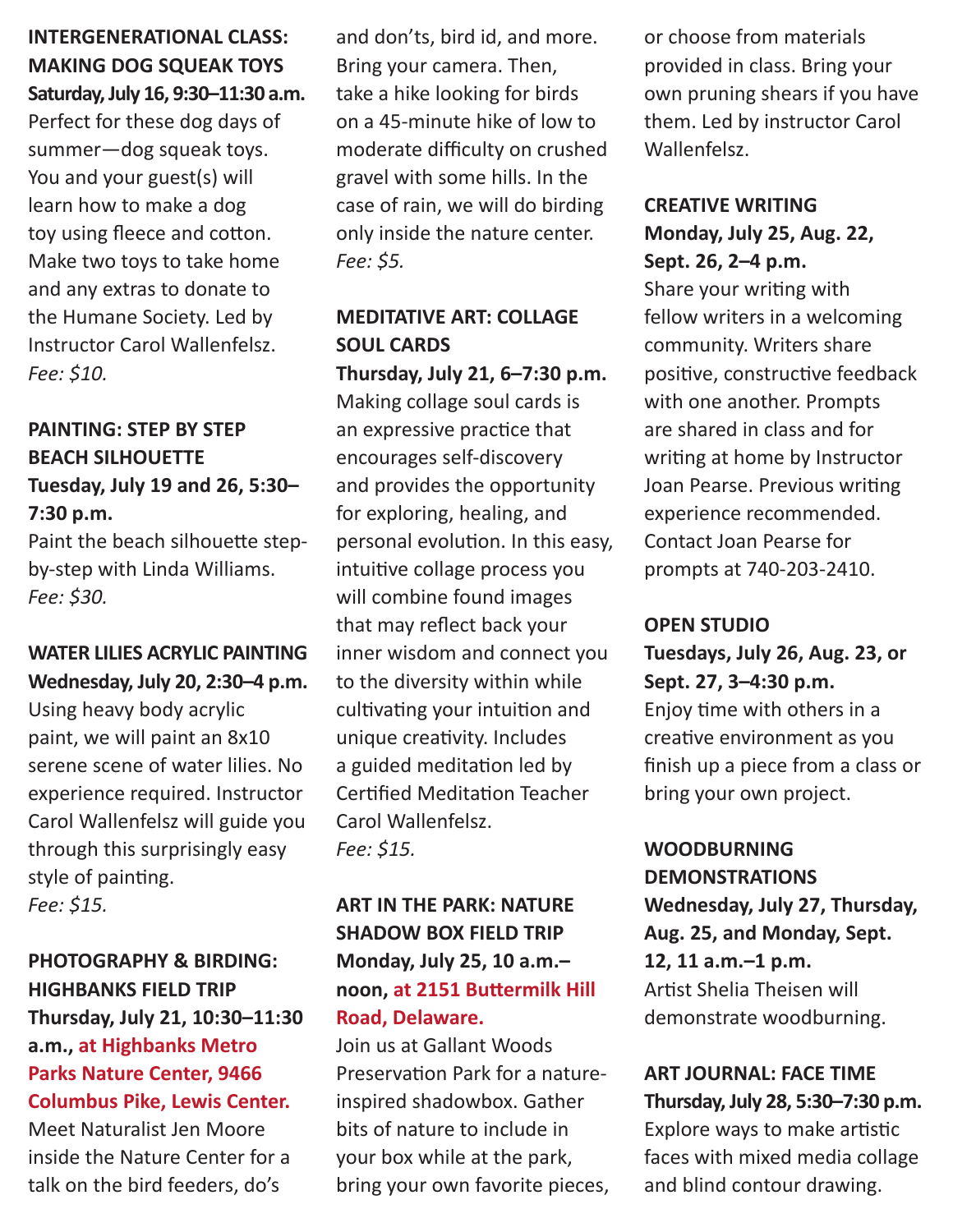**INTERGENERATIONAL CLASS: MAKING DOG SQUEAK TOYS**
**Saturday, July 16, 9:30–11:30 a.m.**
Perfect for these dog days of summer—dog squeak toys. You and your guest(s) will learn how to make a dog toy using fleece and cotton. Make two toys to take home and any extras to donate to the Humane Society. Led by Instructor Carol Wallenfelsz.
*Fee: $10.*

**PAINTING: STEP BY STEP BEACH SILHOUETTE**
**Tuesday, July 19 and 26, 5:30–7:30 p.m.**
Paint the beach silhouette step-by-step with Linda Williams.
*Fee: $30.*

**WATER LILIES ACRYLIC PAINTING**
**Wednesday, July 20, 2:30–4 p.m.**
Using heavy body acrylic paint, we will paint an 8x10 serene scene of water lilies. No experience required. Instructor Carol Wallenfelsz will guide you through this surprisingly easy style of painting.
*Fee: $15.*

**PHOTOGRAPHY & BIRDING: HIGHBANKS FIELD TRIP**
**Thursday, July 21, 10:30–11:30 a.m., at Highbanks Metro Parks Nature Center, 9466 Columbus Pike, Lewis Center.**
Meet Naturalist Jen Moore inside the Nature Center for a talk on the bird feeders, do's and don'ts, bird id, and more. Bring your camera. Then, take a hike looking for birds on a 45-minute hike of low to moderate difficulty on crushed gravel with some hills. In the case of rain, we will do birding only inside the nature center.
*Fee: $5.*

**MEDITATIVE ART: COLLAGE SOUL CARDS**
**Thursday, July 21, 6–7:30 p.m.**
Making collage soul cards is an expressive practice that encourages self-discovery and provides the opportunity for exploring, healing, and personal evolution. In this easy, intuitive collage process you will combine found images that may reflect back your inner wisdom and connect you to the diversity within while cultivating your intuition and unique creativity. Includes a guided meditation led by Certified Meditation Teacher Carol Wallenfelsz.
*Fee: $15.*

**ART IN THE PARK: NATURE SHADOW BOX FIELD TRIP**
**Monday, July 25, 10 a.m.–noon, at 2151 Buttermilk Hill Road, Delaware.**
Join us at Gallant Woods Preservation Park for a nature-inspired shadowbox. Gather bits of nature to include in your box while at the park, bring your own favorite pieces, or choose from materials provided in class. Bring your own pruning shears if you have them. Led by instructor Carol Wallenfelsz.

**CREATIVE WRITING**
**Monday, July 25, Aug. 22, Sept. 26, 2–4 p.m.**
Share your writing with fellow writers in a welcoming community. Writers share positive, constructive feedback with one another. Prompts are shared in class and for writing at home by Instructor Joan Pearse. Previous writing experience recommended. Contact Joan Pearse for prompts at 740-203-2410.

**OPEN STUDIO**
**Tuesdays, July 26, Aug. 23, or Sept. 27, 3–4:30 p.m.**
Enjoy time with others in a creative environment as you finish up a piece from a class or bring your own project.

**WOODBURNING DEMONSTRATIONS**
**Wednesday, July 27, Thursday, Aug. 25, and Monday, Sept. 12, 11 a.m.–1 p.m.**
Artist Shelia Theisen will demonstrate woodburning.

**ART JOURNAL: FACE TIME**
**Thursday, July 28, 5:30–7:30 p.m.**
Explore ways to make artistic faces with mixed media collage and blind contour drawing.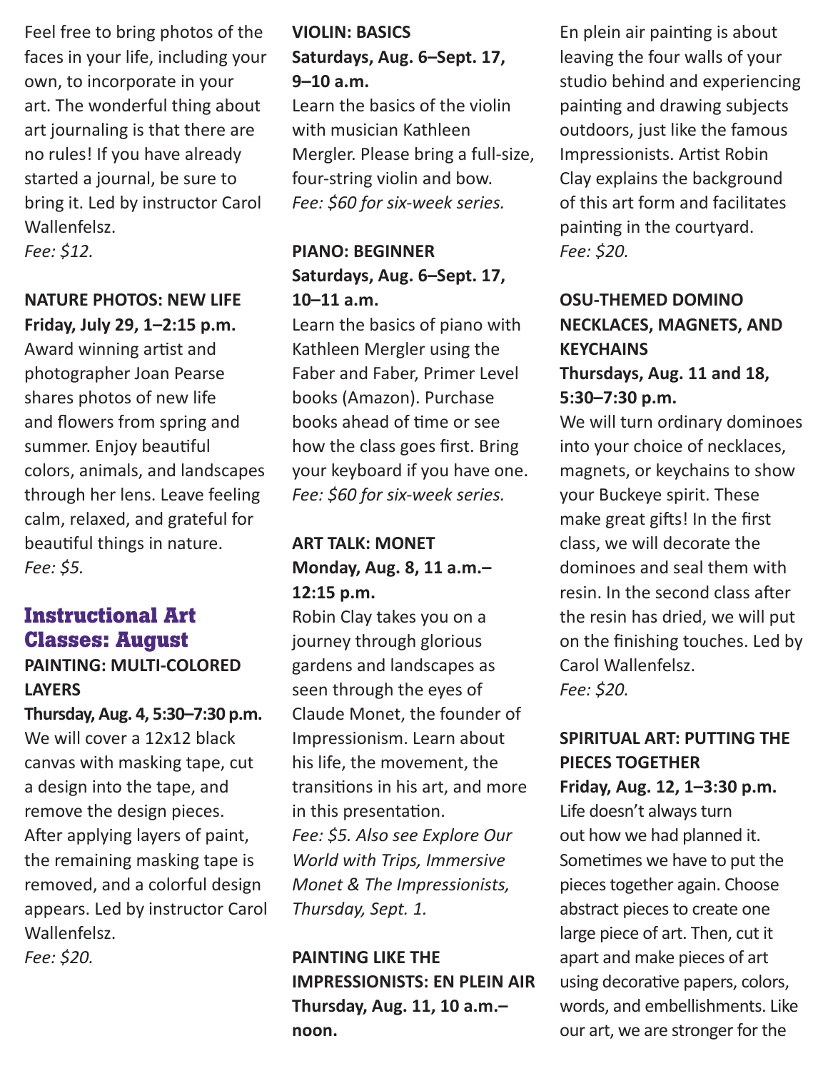Feel free to bring photos of the faces in your life, including your own, to incorporate in your art. The wonderful thing about art journaling is that there are no rules! If you have already started a journal, be sure to bring it. Led by instructor Carol Wallenfelsz.
*Fee: $12.*

**NATURE PHOTOS: NEW LIFE**
**Friday, July 29, 1–2:15 p.m.**
Award winning artist and photographer Joan Pearse shares photos of new life and flowers from spring and summer. Enjoy beautiful colors, animals, and landscapes through her lens. Leave feeling calm, relaxed, and grateful for beautiful things in nature.
*Fee: $5.*

## Instructional Art Classes: August

**PAINTING: MULTI-COLORED LAYERS**
**Thursday, Aug. 4, 5:30–7:30 p.m.**
We will cover a 12x12 black canvas with masking tape, cut a design into the tape, and remove the design pieces. After applying layers of paint, the remaining masking tape is removed, and a colorful design appears. Led by instructor Carol Wallenfelsz.
*Fee: $20.*

**VIOLIN: BASICS**
**Saturdays, Aug. 6–Sept. 17, 9–10 a.m.**
Learn the basics of the violin with musician Kathleen Mergler. Please bring a full-size, four-string violin and bow.
*Fee: $60 for six-week series.*

**PIANO: BEGINNER**
**Saturdays, Aug. 6–Sept. 17, 10–11 a.m.**
Learn the basics of piano with Kathleen Mergler using the Faber and Faber, Primer Level books (Amazon). Purchase books ahead of time or see how the class goes first. Bring your keyboard if you have one.
*Fee: $60 for six-week series.*

**ART TALK: MONET**
**Monday, Aug. 8, 11 a.m.–12:15 p.m.**
Robin Clay takes you on a journey through glorious gardens and landscapes as seen through the eyes of Claude Monet, the founder of Impressionism. Learn about his life, the movement, the transitions in his art, and more in this presentation.
*Fee: $5. Also see Explore Our World with Trips, Immersive Monet & The Impressionists, Thursday, Sept. 1.*

**PAINTING LIKE THE IMPRESSIONISTS: EN PLEIN AIR**
**Thursday, Aug. 11, 10 a.m.–noon.**
En plein air painting is about leaving the four walls of your studio behind and experiencing painting and drawing subjects outdoors, just like the famous Impressionists. Artist Robin Clay explains the background of this art form and facilitates painting in the courtyard.
*Fee: $20.*

**OSU-THEMED DOMINO NECKLACES, MAGNETS, AND KEYCHAINS**
**Thursdays, Aug. 11 and 18, 5:30–7:30 p.m.**
We will turn ordinary dominoes into your choice of necklaces, magnets, or keychains to show your Buckeye spirit. These make great gifts! In the first class, we will decorate the dominoes and seal them with resin. In the second class after the resin has dried, we will put on the finishing touches. Led by Carol Wallenfelsz.
*Fee: $20.*

**SPIRITUAL ART: PUTTING THE PIECES TOGETHER**
**Friday, Aug. 12, 1–3:30 p.m.**
Life doesn't always turn out how we had planned it. Sometimes we have to put the pieces together again. Choose abstract pieces to create one large piece of art. Then, cut it apart and make pieces of art using decorative papers, colors, words, and embellishments. Like our art, we are stronger for the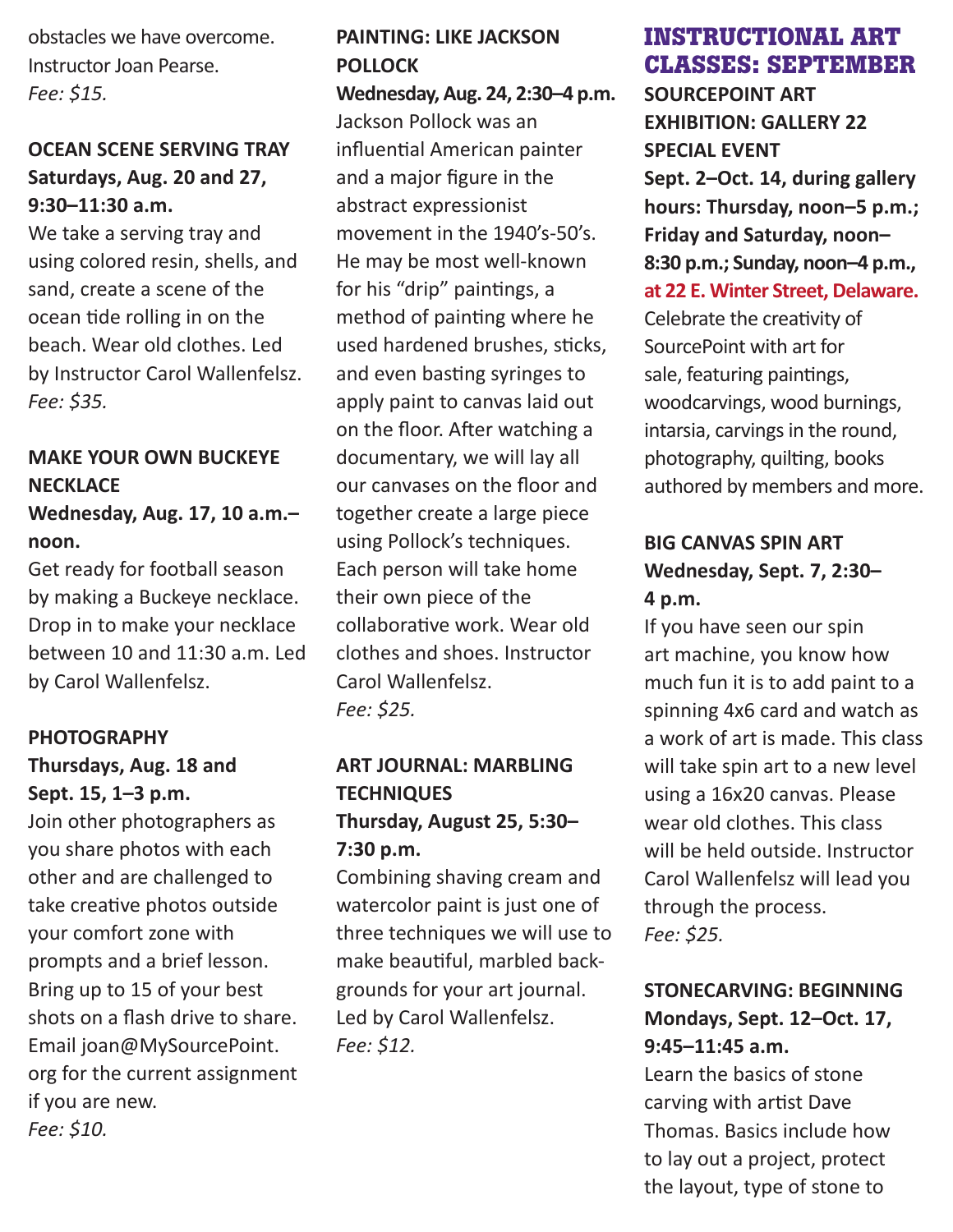obstacles we have overcome. Instructor Joan Pearse.
*Fee: $15.*

**OCEAN SCENE SERVING TRAY**
**Saturdays, Aug. 20 and 27, 9:30–11:30 a.m.**
We take a serving tray and using colored resin, shells, and sand, create a scene of the ocean tide rolling in on the beach. Wear old clothes. Led by Instructor Carol Wallenfelsz.
*Fee: $35.*

**MAKE YOUR OWN BUCKEYE NECKLACE**
**Wednesday, Aug. 17, 10 a.m.–noon.**
Get ready for football season by making a Buckeye necklace. Drop in to make your necklace between 10 and 11:30 a.m. Led by Carol Wallenfelsz.

**PHOTOGRAPHY**
**Thursdays, Aug. 18 and Sept. 15, 1–3 p.m.**
Join other photographers as you share photos with each other and are challenged to take creative photos outside your comfort zone with prompts and a brief lesson. Bring up to 15 of your best shots on a flash drive to share. Email joan@MySourcePoint.org for the current assignment if you are new.
*Fee: $10.*

**PAINTING: LIKE JACKSON POLLOCK**
**Wednesday, Aug. 24, 2:30–4 p.m.**
Jackson Pollock was an influential American painter and a major figure in the abstract expressionist movement in the 1940's-50's. He may be most well-known for his "drip" paintings, a method of painting where he used hardened brushes, sticks, and even basting syringes to apply paint to canvas laid out on the floor. After watching a documentary, we will lay all our canvases on the floor and together create a large piece using Pollock's techniques. Each person will take home their own piece of the collaborative work. Wear old clothes and shoes. Instructor Carol Wallenfelsz.
*Fee: $25.*

**ART JOURNAL: MARBLING TECHNIQUES**
**Thursday, August 25, 5:30–7:30 p.m.**
Combining shaving cream and watercolor paint is just one of three techniques we will use to make beautiful, marbled backgrounds for your art journal. Led by Carol Wallenfelsz.
*Fee: $12.*

## INSTRUCTIONAL ART CLASSES: SEPTEMBER

**SOURCEPOINT ART EXHIBITION: GALLERY 22 SPECIAL EVENT**
**Sept. 2–Oct. 14, during gallery hours: Thursday, noon–5 p.m.; Friday and Saturday, noon–8:30 p.m.; Sunday, noon–4 p.m., at 22 E. Winter Street, Delaware.**
Celebrate the creativity of SourcePoint with art for sale, featuring paintings, woodcarvings, wood burnings, intarsia, carvings in the round, photography, quilting, books authored by members and more.

**BIG CANVAS SPIN ART**
**Wednesday, Sept. 7, 2:30–4 p.m.**
If you have seen our spin art machine, you know how much fun it is to add paint to a spinning 4x6 card and watch as a work of art is made. This class will take spin art to a new level using a 16x20 canvas. Please wear old clothes. This class will be held outside. Instructor Carol Wallenfelsz will lead you through the process.
*Fee: $25.*

**STONECARVING: BEGINNING**
**Mondays, Sept. 12–Oct. 17, 9:45–11:45 a.m.**
Learn the basics of stone carving with artist Dave Thomas. Basics include how to lay out a project, protect the layout, type of stone to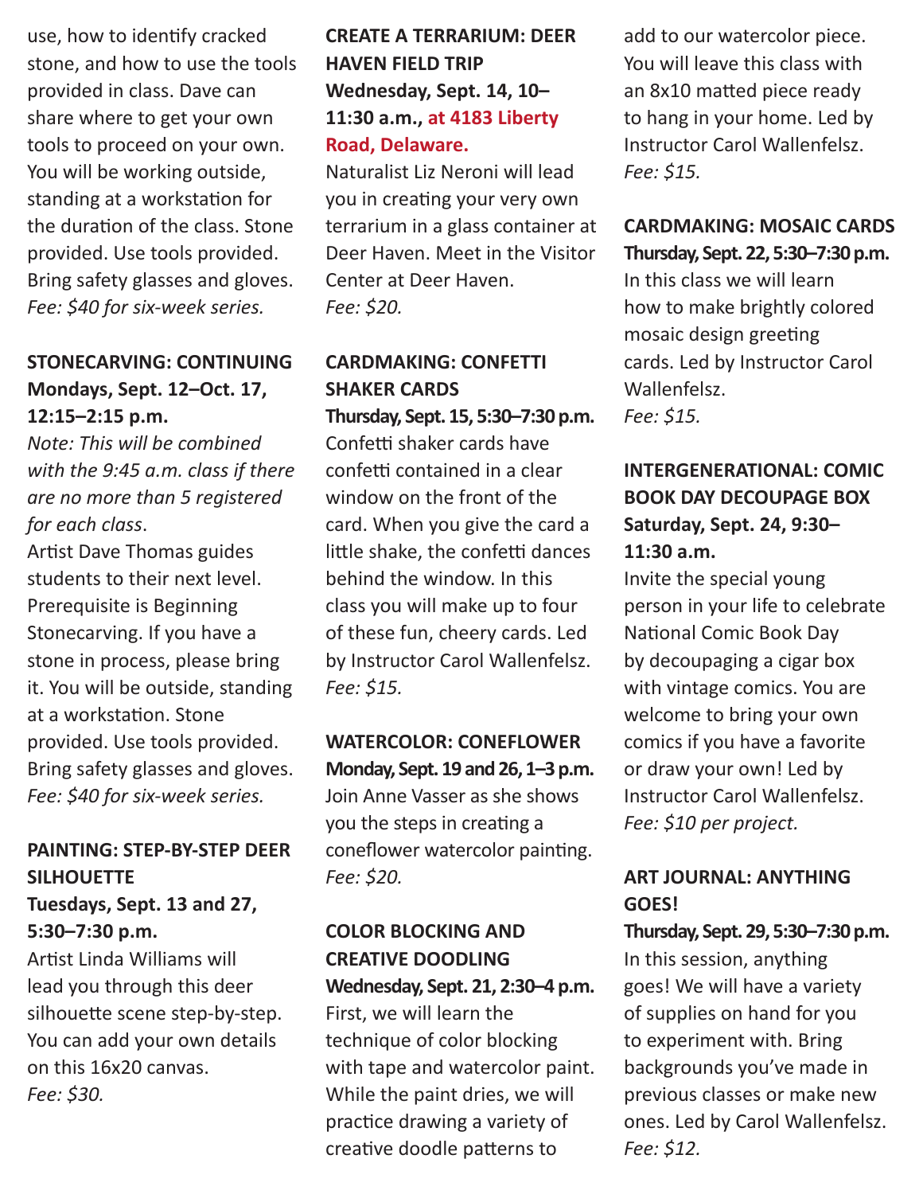use, how to identify cracked stone, and how to use the tools provided in class. Dave can share where to get your own tools to proceed on your own. You will be working outside, standing at a workstation for the duration of the class. Stone provided. Use tools provided. Bring safety glasses and gloves.
*Fee: $40 for six-week series.*

**STONECARVING: CONTINUING**
**Mondays, Sept. 12–Oct. 17, 12:15–2:15 p.m.**
*Note: This will be combined with the 9:45 a.m. class if there are no more than 5 registered for each class*.
Artist Dave Thomas guides students to their next level. Prerequisite is Beginning Stonecarving. If you have a stone in process, please bring it. You will be outside, standing at a workstation. Stone provided. Use tools provided. Bring safety glasses and gloves.
*Fee: $40 for six-week series.*

**PAINTING: STEP-BY-STEP DEER SILHOUETTE**
**Tuesdays, Sept. 13 and 27, 5:30–7:30 p.m.**
Artist Linda Williams will lead you through this deer silhouette scene step-by-step. You can add your own details on this 16x20 canvas.
*Fee: $30.*

**CREATE A TERRARIUM: DEER HAVEN FIELD TRIP**
**Wednesday, Sept. 14, 10–11:30 a.m., at 4183 Liberty Road, Delaware.**
Naturalist Liz Neroni will lead you in creating your very own terrarium in a glass container at Deer Haven. Meet in the Visitor Center at Deer Haven.
*Fee: $20.*

**CARDMAKING: CONFETTI SHAKER CARDS**
**Thursday, Sept. 15, 5:30–7:30 p.m.**
Confetti shaker cards have confetti contained in a clear window on the front of the card. When you give the card a little shake, the confetti dances behind the window. In this class you will make up to four of these fun, cheery cards. Led by Instructor Carol Wallenfelsz.
*Fee: $15.*

**WATERCOLOR: CONEFLOWER**
**Monday, Sept. 19 and 26, 1–3 p.m.**
Join Anne Vasser as she shows you the steps in creating a coneflower watercolor painting.
*Fee: $20.*

**COLOR BLOCKING AND CREATIVE DOODLING**
**Wednesday, Sept. 21, 2:30–4 p.m.**
First, we will learn the technique of color blocking with tape and watercolor paint. While the paint dries, we will practice drawing a variety of creative doodle patterns to add to our watercolor piece. You will leave this class with an 8x10 matted piece ready to hang in your home. Led by Instructor Carol Wallenfelsz.
*Fee: $15.*

**CARDMAKING: MOSAIC CARDS**
**Thursday, Sept. 22, 5:30–7:30 p.m.**
In this class we will learn how to make brightly colored mosaic design greeting cards. Led by Instructor Carol Wallenfelsz.
*Fee: $15.*

**INTERGENERATIONAL: COMIC BOOK DAY DECOUPAGE BOX**
**Saturday, Sept. 24, 9:30–11:30 a.m.**
Invite the special young person in your life to celebrate National Comic Book Day by decoupaging a cigar box with vintage comics. You are welcome to bring your own comics if you have a favorite or draw your own! Led by Instructor Carol Wallenfelsz.
*Fee: $10 per project.*

**ART JOURNAL: ANYTHING GOES!**
**Thursday, Sept. 29, 5:30–7:30 p.m.**
In this session, anything goes! We will have a variety of supplies on hand for you to experiment with. Bring backgrounds you've made in previous classes or make new ones. Led by Carol Wallenfelsz.
*Fee: $12.*